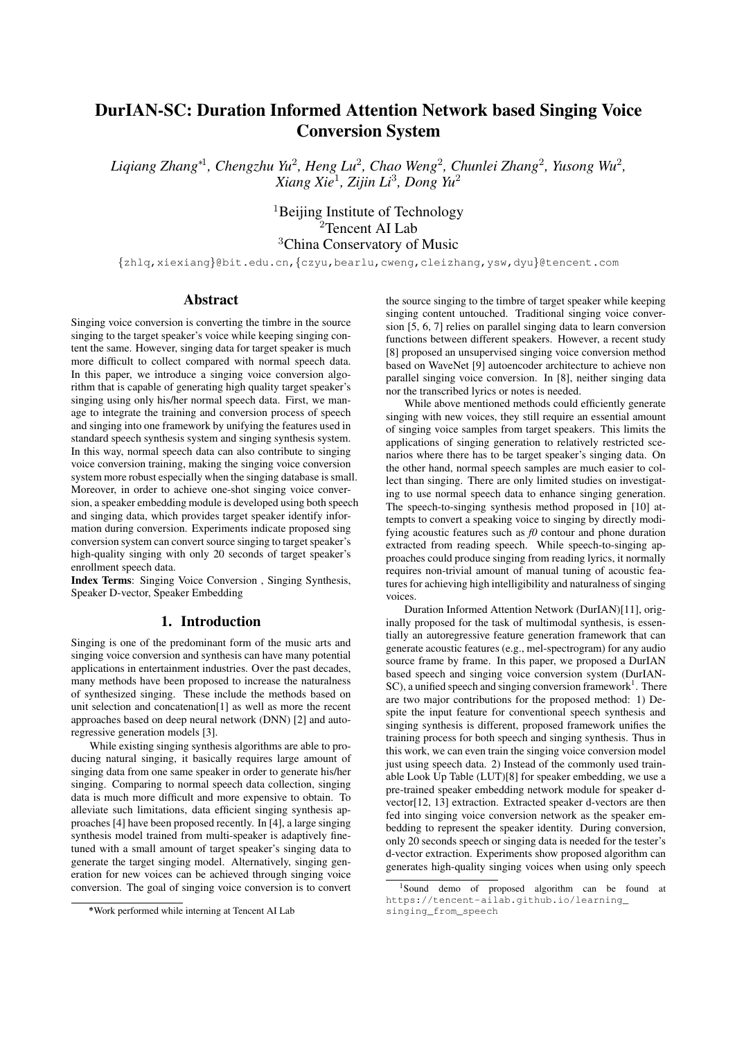# DurIAN-SC: Duration Informed Attention Network based Singing Voice Conversion System

*Liqiang Zhang*[*1], *Chengzhu Yu*[2], *Heng Lu*[2], *Chao Weng*[2], *Chunlei Zhang*[2], *Yusong Wu*[2], *Xiang Xie*[1], *Zijin Li*[3], *Dong Yu*[2]

[1]Beijing Institute of Technology
[2]Tencent AI Lab
[3]China Conservatory of Music

{zhlq,xiexiang}@bit.edu.cn,{czyu,bearlu,cweng,cleizhang,ysw,dyu}@tencent.com

## Abstract

Singing voice conversion is converting the timbre in the source singing to the target speaker's voice while keeping singing content the same. However, singing data for target speaker is much more difficult to collect compared with normal speech data. In this paper, we introduce a singing voice conversion algorithm that is capable of generating high quality target speaker's singing using only his/her normal speech data. First, we manage to integrate the training and conversion process of speech and singing into one framework by unifying the features used in standard speech synthesis system and singing synthesis system. In this way, normal speech data can also contribute to singing voice conversion training, making the singing voice conversion system more robust especially when the singing database is small. Moreover, in order to achieve one-shot singing voice conversion, a speaker embedding module is developed using both speech and singing data, which provides target speaker identify information during conversion. Experiments indicate proposed sing conversion system can convert source singing to target speaker's high-quality singing with only 20 seconds of target speaker's enrollment speech data.

**Index Terms**: Singing Voice Conversion , Singing Synthesis, Speaker D-vector, Speaker Embedding

## 1. Introduction

Singing is one of the predominant form of the music arts and singing voice conversion and synthesis can have many potential applications in entertainment industries. Over the past decades, many methods have been proposed to increase the naturalness of synthesized singing. These include the methods based on unit selection and concatenation[1] as well as more the recent approaches based on deep neural network (DNN) [2] and auto-regressive generation models [3].

While existing singing synthesis algorithms are able to produce natural singing, it basically requires large amount of singing data from one same speaker in order to generate his/her singing. Comparing to normal speech data collection, singing data is much more difficult and more expensive to obtain. To alleviate such limitations, data efficient singing synthesis approaches [4] have been proposed recently. In [4], a large singing synthesis model trained from multi-speaker is adaptively fine-tuned with a small amount of target speaker's singing data to generate the target singing model. Alternatively, singing generation for new voices can be achieved through singing voice conversion. The goal of singing voice conversion is to convert the source singing to the timbre of target speaker while keeping singing content untouched. Traditional singing voice conversion [5, 6, 7] relies on parallel singing data to learn conversion functions between different speakers. However, a recent study [8] proposed an unsupervised singing voice conversion method based on WaveNet [9] autoencoder architecture to achieve non parallel singing voice conversion. In [8], neither singing data nor the transcribed lyrics or notes is needed.

While above mentioned methods could efficiently generate singing with new voices, they still require an essential amount of singing voice samples from target speakers. This limits the applications of singing generation to relatively restricted scenarios where there has to be target speaker's singing data. On the other hand, normal speech samples are much easier to collect than singing. There are only limited studies on investigating to use normal speech data to enhance singing generation. The speech-to-singing synthesis method proposed in [10] attempts to convert a speaking voice to singing by directly modifying acoustic features such as *f0* contour and phone duration extracted from reading speech. While speech-to-singing approaches could produce singing from reading lyrics, it normally requires non-trivial amount of manual tuning of acoustic features for achieving high intelligibility and naturalness of singing voices.

Duration Informed Attention Network (DurIAN)[11], originally proposed for the task of multimodal synthesis, is essentially an autoregressive feature generation framework that can generate acoustic features (e.g., mel-spectrogram) for any audio source frame by frame. In this paper, we proposed a DurIAN based speech and singing voice conversion system (DurIAN-SC), a unified speech and singing conversion framework[1]. There are two major contributions for the proposed method: 1) Despite the input feature for conventional speech synthesis and singing synthesis is different, proposed framework unifies the training process for both speech and singing synthesis. Thus in this work, we can even train the singing voice conversion model just using speech data. 2) Instead of the commonly used trainable Look Up Table (LUT)[8] for speaker embedding, we use a pre-trained speaker embedding network module for speaker d-vector[12, 13] extraction. Extracted speaker d-vectors are then fed into singing voice conversion network as the speaker embedding to represent the speaker identity. During conversion, only 20 seconds speech or singing data is needed for the tester's d-vector extraction. Experiments show proposed algorithm can generates high-quality singing voices when using only speech

[1]Sound demo of proposed algorithm can be found at https://tencent-ailab.github.io/learning_singing_from_speech

*Work performed while interning at Tencent AI Lab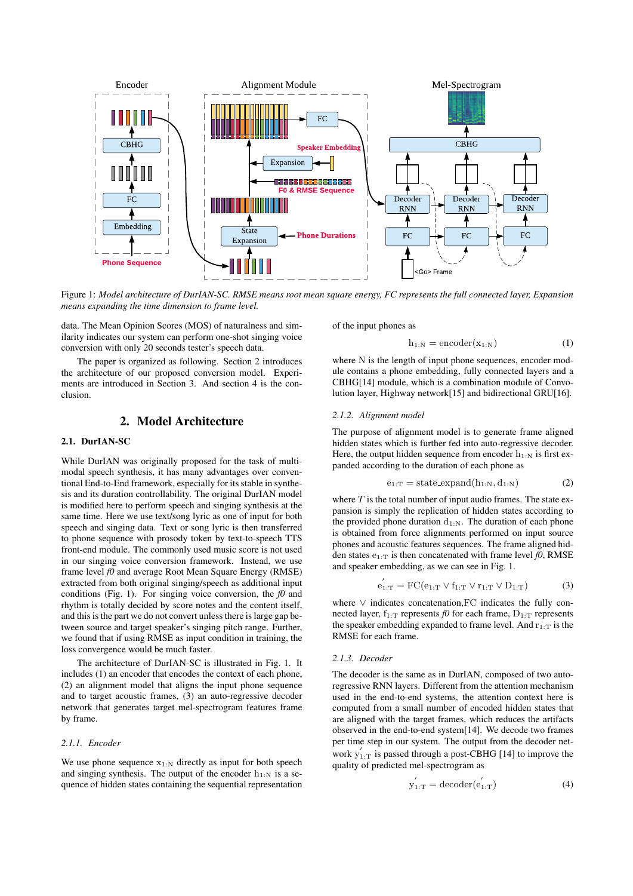Figure 1: *Model architecture of DurIAN-SC. RMSE means root mean square energy, FC represents the full connected layer, Expansion means expanding the time dimension to frame level.*

data. The Mean Opinion Scores (MOS) of naturalness and similarity indicates our system can perform one-shot singing voice conversion with only 20 seconds tester's speech data.

The paper is organized as following. Section 2 introduces the architecture of our proposed conversion model. Experiments are introduced in Section 3. And section 4 is the conclusion.

## 2. Model Architecture

### 2.1. DurIAN-SC

While DurIAN was originally proposed for the task of multimodal speech synthesis, it has many advantages over conventional End-to-End framework, especially for its stable in synthesis and its duration controllability. The original DurIAN model is modified here to perform speech and singing synthesis at the same time. Here we use text/song lyric as one of input for both speech and singing data. Text or song lyric is then transferred to phone sequence with prosody token by text-to-speech TTS front-end module. The commonly used music score is not used in our singing voice conversion framework. Instead, we use frame level *f0* and average Root Mean Square Energy (RMSE) extracted from both original singing/speech as additional input conditions (Fig. 1). For singing voice conversion, the *f0* and rhythm is totally decided by score notes and the content itself, and this is the part we do not convert unless there is large gap between source and target speaker's singing pitch range. Further, we found that if using RMSE as input condition in training, the loss convergence would be much faster.

The architecture of DurIAN-SC is illustrated in Fig. 1. It includes (1) an encoder that encodes the context of each phone, (2) an alignment model that aligns the input phone sequence and to target acoustic frames, (3) an auto-regressive decoder network that generates target mel-spectrogram features frame by frame.

#### 2.1.1. Encoder

We use phone sequence $x_{1:N}$ directly as input for both speech and singing synthesis. The output of the encoder $h_{1:N}$ is a sequence of hidden states containing the sequential representation of the input phones as

$$h_{1:N} = \text{encoder}(x_{1:N}) \tag{1}$$

where N is the length of input phone sequences, encoder module contains a phone embedding, fully connected layers and a CBHG[14] module, which is a combination module of Convolution layer, Highway network[15] and bidirectional GRU[16].

#### 2.1.2. Alignment model

The purpose of alignment model is to generate frame aligned hidden states which is further fed into auto-regressive decoder. Here, the output hidden sequence from encoder $h_{1:N}$ is first expanded according to the duration of each phone as

$$e_{1:T} = \text{state\_expand}(h_{1:N}, d_{1:N}) \tag{2}$$

where $T$ is the total number of input audio frames. The state expansion is simply the replication of hidden states according to the provided phone duration $d_{1:N}$. The duration of each phone is obtained from force alignments performed on input source phones and acoustic features sequences. The frame aligned hidden states $e_{1:T}$ is then concatenated with frame level *f0*, RMSE and speaker embedding, as we can see in Fig. 1.

$$e^{'}_{1:T} = \text{FC}(e_{1:T} \vee f_{1:T} \vee r_{1:T} \vee D_{1:T}) \tag{3}$$

where $\vee$ indicates concatenation,FC indicates the fully connected layer, $f_{1:T}$ represents *f0* for each frame, $D_{1:T}$ represents the speaker embedding expanded to frame level. And $r_{1:T}$ is the RMSE for each frame.

#### 2.1.3. Decoder

The decoder is the same as in DurIAN, composed of two autoregressive RNN layers. Different from the attention mechanism used in the end-to-end systems, the attention context here is computed from a small number of encoded hidden states that are aligned with the target frames, which reduces the artifacts observed in the end-to-end system[14]. We decode two frames per time step in our system. The output from the decoder network $y^{'}_{1:T}$ is passed through a post-CBHG [14] to improve the quality of predicted mel-spectrogram as

$$y^{'}_{1:T} = \text{decoder}(e^{'}_{1:T}) \tag{4}$$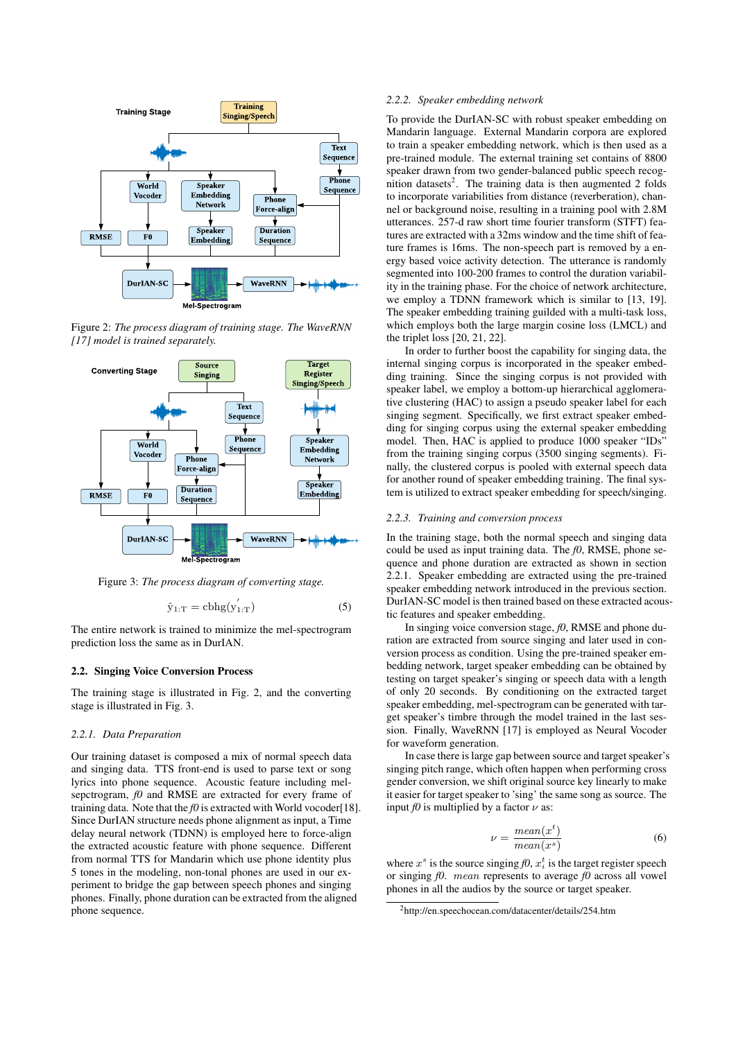Figure 2: *The process diagram of training stage. The WaveRNN [17] model is trained separately.*

Figure 3: *The process diagram of converting stage.*

$$\hat{y}_{1:T} = \text{cbhg}(y'_{1:T}) \tag{5}$$

The entire network is trained to minimize the mel-spectrogram prediction loss the same as in DurIAN.

## 2.2. Singing Voice Conversion Process

The training stage is illustrated in Fig. 2, and the converting stage is illustrated in Fig. 3.

### 2.2.1. Data Preparation

Our training dataset is composed a mix of normal speech data and singing data. TTS front-end is used to parse text or song lyrics into phone sequence. Acoustic feature including mel-sepctrogram, *f0* and RMSE are extracted for every frame of training data. Note that the *f0* is extracted with World vocoder[18]. Since DurIAN structure needs phone alignment as input, a Time delay neural network (TDNN) is employed here to force-align the extracted acoustic feature with phone sequence. Different from normal TTS for Mandarin which use phone identity plus 5 tones in the modeling, non-tonal phones are used in our experiment to bridge the gap between speech phones and singing phones. Finally, phone duration can be extracted from the aligned phone sequence.

### 2.2.2. Speaker embedding network

To provide the DurIAN-SC with robust speaker embedding on Mandarin language. External Mandarin corpora are explored to train a speaker embedding network, which is then used as a pre-trained module. The external training set contains of 8800 speaker drawn from two gender-balanced public speech recognition datasets[2]. The training data is then augmented 2 folds to incorporate variabilities from distance (reverberation), channel or background noise, resulting in a training pool with 2.8M utterances. 257-d raw short time fourier transform (STFT) features are extracted with a 32ms window and the time shift of feature frames is 16ms. The non-speech part is removed by a energy based voice activity detection. The utterance is randomly segmented into 100-200 frames to control the duration variability in the training phase. For the choice of network architecture, we employ a TDNN framework which is similar to [13, 19]. The speaker embedding training guilded with a multi-task loss, which employs both the large margin cosine loss (LMCL) and the triplet loss [20, 21, 22].

In order to further boost the capability for singing data, the internal singing corpus is incorporated in the speaker embedding training. Since the singing corpus is not provided with speaker label, we employ a bottom-up hierarchical agglomerative clustering (HAC) to assign a pseudo speaker label for each singing segment. Specifically, we first extract speaker embedding for singing corpus using the external speaker embedding model. Then, HAC is applied to produce 1000 speaker "IDs" from the training singing corpus (3500 singing segments). Finally, the clustered corpus is pooled with external speech data for another round of speaker embedding training. The final system is utilized to extract speaker embedding for speech/singing.

### 2.2.3. Training and conversion process

In the training stage, both the normal speech and singing data could be used as input training data. The *f0*, RMSE, phone sequence and phone duration are extracted as shown in section 2.2.1. Speaker embedding are extracted using the pre-trained speaker embedding network introduced in the previous section. DurIAN-SC model is then trained based on these extracted acoustic features and speaker embedding.

In singing voice conversion stage, *f0*, RMSE and phone duration are extracted from source singing and later used in conversion process as condition. Using the pre-trained speaker embedding network, target speaker embedding can be obtained by testing on target speaker's singing or speech data with a length of only 20 seconds. By conditioning on the extracted target speaker embedding, mel-spectrogram can be generated with target speaker's timbre through the model trained in the last session. Finally, WaveRNN [17] is employed as Neural Vocoder for waveform generation.

In case there is large gap between source and target speaker's singing pitch range, which often happen when performing cross gender conversion, we shift original source key linearly to make it easier for target speaker to 'sing' the same song as source. The input *f0* is multiplied by a factor $\nu$ as:

$$\nu = \frac{mean(x^t)}{mean(x^s)} \tag{6}$$

where $x^s$ is the source singing *f0*, $x_i^t$ is the target register speech or singing *f0*. $mean$ represents to average *f0* across all vowel phones in all the audios by the source or target speaker.

[2] http://en.speechocean.com/datacenter/details/254.htm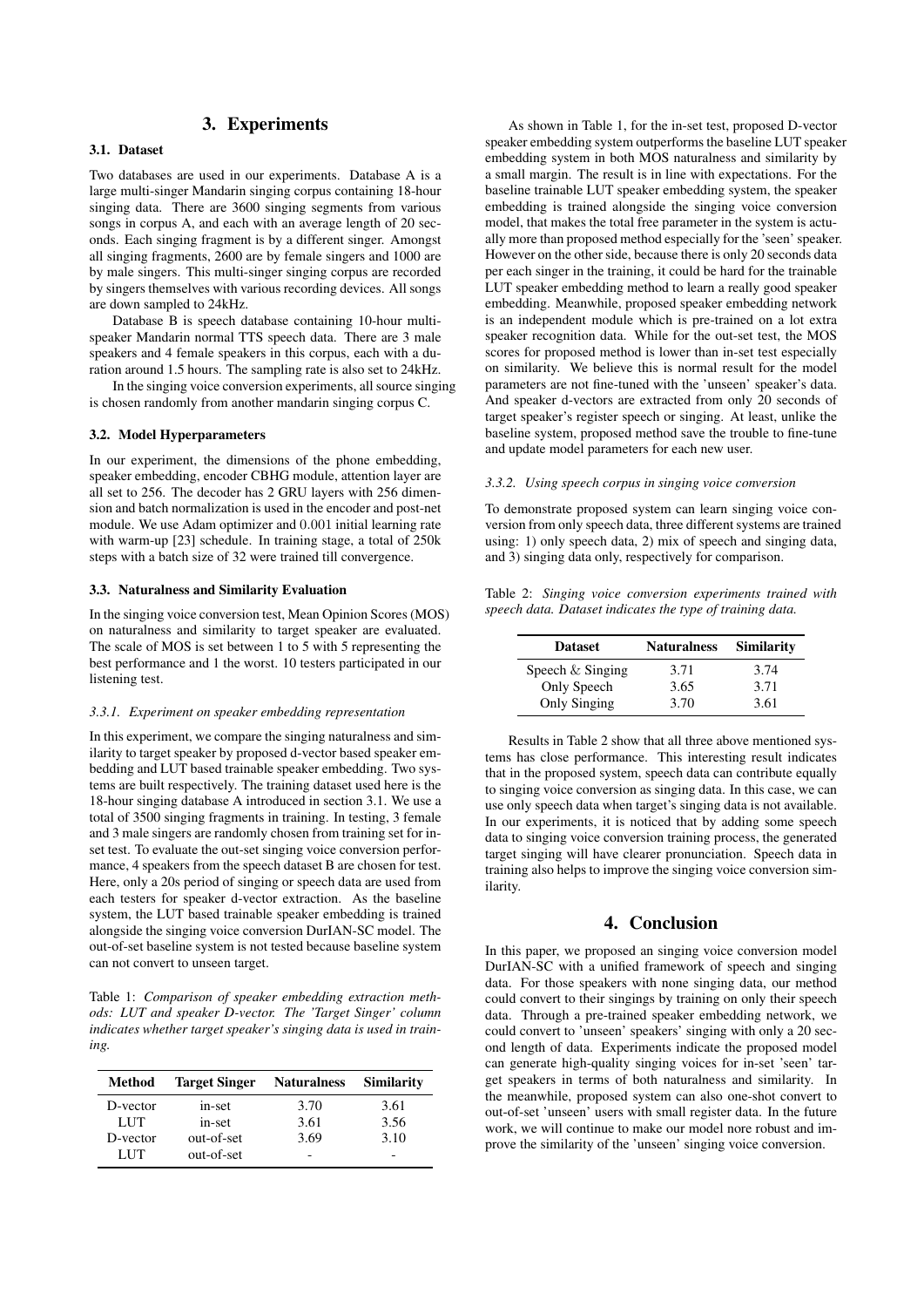# 3. Experiments

## 3.1. Dataset

Two databases are used in our experiments. Database A is a large multi-singer Mandarin singing corpus containing 18-hour singing data. There are 3600 singing segments from various songs in corpus A, and each with an average length of 20 seconds. Each singing fragment is by a different singer. Amongst all singing fragments, 2600 are by female singers and 1000 are by male singers. This multi-singer singing corpus are recorded by singers themselves with various recording devices. All songs are down sampled to 24kHz.

Database B is speech database containing 10-hour multi-speaker Mandarin normal TTS speech data. There are 3 male speakers and 4 female speakers in this corpus, each with a duration around 1.5 hours. The sampling rate is also set to 24kHz.

In the singing voice conversion experiments, all source singing is chosen randomly from another mandarin singing corpus C.

## 3.2. Model Hyperparameters

In our experiment, the dimensions of the phone embedding, speaker embedding, encoder CBHG module, attention layer are all set to 256. The decoder has 2 GRU layers with 256 dimension and batch normalization is used in the encoder and post-net module. We use Adam optimizer and 0.001 initial learning rate with warm-up [23] schedule. In training stage, a total of 250k steps with a batch size of 32 were trained till convergence.

## 3.3. Naturalness and Similarity Evaluation

In the singing voice conversion test, Mean Opinion Scores (MOS) on naturalness and similarity to target speaker are evaluated. The scale of MOS is set between 1 to 5 with 5 representing the best performance and 1 the worst. 10 testers participated in our listening test.

### 3.3.1. Experiment on speaker embedding representation

In this experiment, we compare the singing naturalness and similarity to target speaker by proposed d-vector based speaker embedding and LUT based trainable speaker embedding. Two systems are built respectively. The training dataset used here is the 18-hour singing database A introduced in section 3.1. We use a total of 3500 singing fragments in training. In testing, 3 female and 3 male singers are randomly chosen from training set for in-set test. To evaluate the out-set singing voice conversion performance, 4 speakers from the speech dataset B are chosen for test. Here, only a 20s period of singing or speech data are used from each testers for speaker d-vector extraction. As the baseline system, the LUT based trainable speaker embedding is trained alongside the singing voice conversion DurIAN-SC model. The out-of-set baseline system is not tested because baseline system can not convert to unseen target.

Table 1: *Comparison of speaker embedding extraction methods: LUT and speaker D-vector. The 'Target Singer' column indicates whether target speaker's singing data is used in training.*

| Method | Target Singer | Naturalness | Similarity |
|---|---|---|---|
| D-vector | in-set | 3.70 | 3.61 |
| LUT | in-set | 3.61 | 3.56 |
| D-vector | out-of-set | 3.69 | 3.10 |
| LUT | out-of-set | - | - |

As shown in Table 1, for the in-set test, proposed D-vector speaker embedding system outperforms the baseline LUT speaker embedding system in both MOS naturalness and similarity by a small margin. The result is in line with expectations. For the baseline trainable LUT speaker embedding system, the speaker embedding is trained alongside the singing voice conversion model, that makes the total free parameter in the system is actually more than proposed method especially for the 'seen' speaker. However on the other side, because there is only 20 seconds data per each singer in the training, it could be hard for the trainable LUT speaker embedding method to learn a really good speaker embedding. Meanwhile, proposed speaker embedding network is an independent module which is pre-trained on a lot extra speaker recognition data. While for the out-set test, the MOS scores for proposed method is lower than in-set test especially on similarity. We believe this is normal result for the model parameters are not fine-tuned with the 'unseen' speaker's data. And speaker d-vectors are extracted from only 20 seconds of target speaker's register speech or singing. At least, unlike the baseline system, proposed method save the trouble to fine-tune and update model parameters for each new user.

### 3.3.2. Using speech corpus in singing voice conversion

To demonstrate proposed system can learn singing voice conversion from only speech data, three different systems are trained using: 1) only speech data, 2) mix of speech and singing data, and 3) singing data only, respectively for comparison.

Table 2: *Singing voice conversion experiments trained with speech data. Dataset indicates the type of training data.*

| Dataset | Naturalness | Similarity |
|---|---|---|
| Speech & Singing | 3.71 | 3.74 |
| Only Speech | 3.65 | 3.71 |
| Only Singing | 3.70 | 3.61 |

Results in Table 2 show that all three above mentioned systems has close performance. This interesting result indicates that in the proposed system, speech data can contribute equally to singing voice conversion as singing data. In this case, we can use only speech data when target's singing data is not available. In our experiments, it is noticed that by adding some speech data to singing voice conversion training process, the generated target singing will have clearer pronunciation. Speech data in training also helps to improve the singing voice conversion similarity.

# 4. Conclusion

In this paper, we proposed an singing voice conversion model DurIAN-SC with a unified framework of speech and singing data. For those speakers with none singing data, our method could convert to their singings by training on only their speech data. Through a pre-trained speaker embedding network, we could convert to 'unseen' speakers' singing with only a 20 second length of data. Experiments indicate the proposed model can generate high-quality singing voices for in-set 'seen' target speakers in terms of both naturalness and similarity. In the meanwhile, proposed system can also one-shot convert to out-of-set 'unseen' users with small register data. In the future work, we will continue to make our model nore robust and improve the similarity of the 'unseen' singing voice conversion.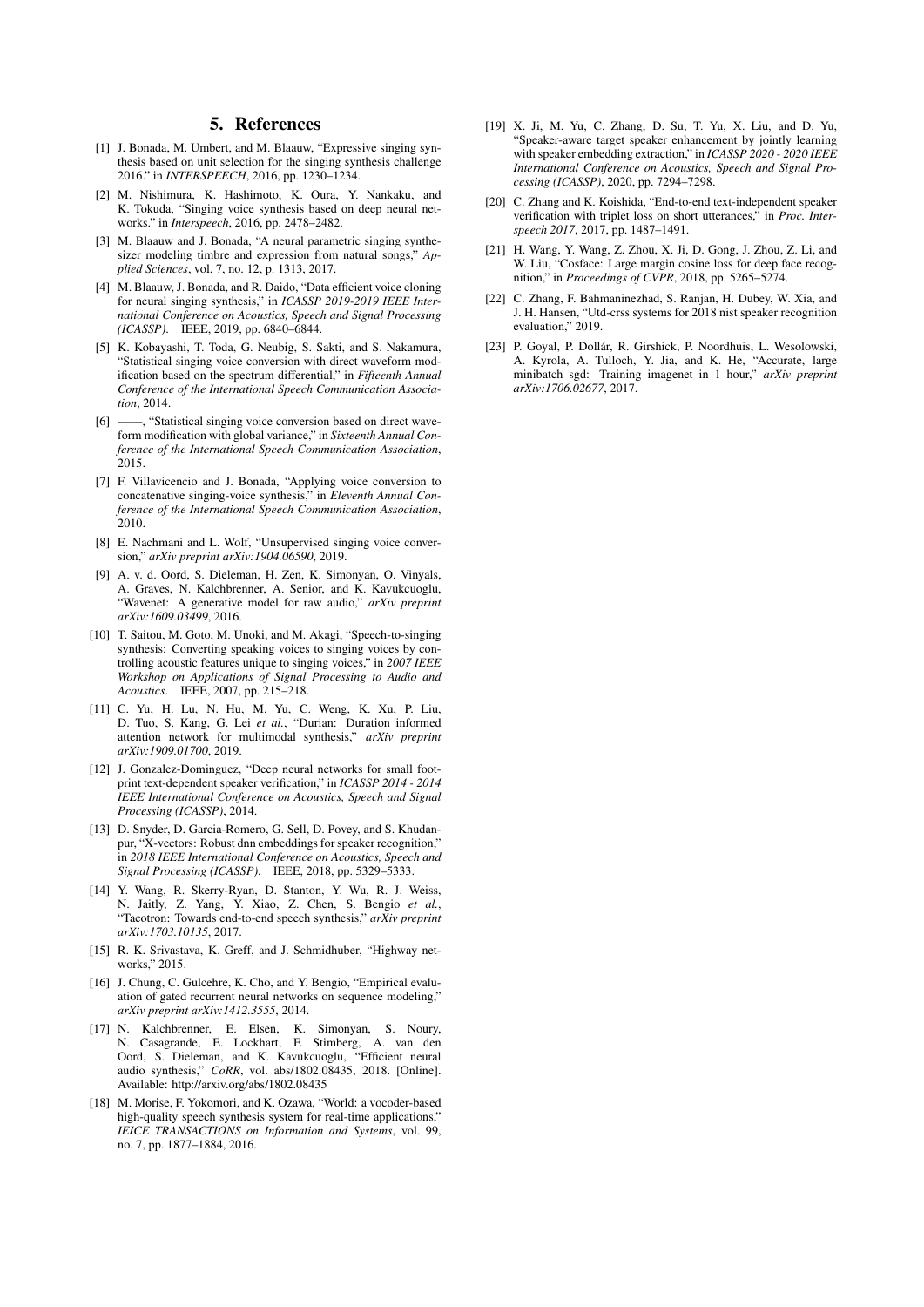## 5. References

[1] J. Bonada, M. Umbert, and M. Blaauw, "Expressive singing synthesis based on unit selection for the singing synthesis challenge 2016." in *INTERSPEECH*, 2016, pp. 1230–1234.

[2] M. Nishimura, K. Hashimoto, K. Oura, Y. Nankaku, and K. Tokuda, "Singing voice synthesis based on deep neural networks." in *Interspeech*, 2016, pp. 2478–2482.

[3] M. Blaauw and J. Bonada, "A neural parametric singing synthesizer modeling timbre and expression from natural songs," *Applied Sciences*, vol. 7, no. 12, p. 1313, 2017.

[4] M. Blaauw, J. Bonada, and R. Daido, "Data efficient voice cloning for neural singing synthesis," in *ICASSP 2019-2019 IEEE International Conference on Acoustics, Speech and Signal Processing (ICASSP)*. IEEE, 2019, pp. 6840–6844.

[5] K. Kobayashi, T. Toda, G. Neubig, S. Sakti, and S. Nakamura, "Statistical singing voice conversion with direct waveform modification based on the spectrum differential," in *Fifteenth Annual Conference of the International Speech Communication Association*, 2014.

[6] ——, "Statistical singing voice conversion based on direct waveform modification with global variance," in *Sixteenth Annual Conference of the International Speech Communication Association*, 2015.

[7] F. Villavicencio and J. Bonada, "Applying voice conversion to concatenative singing-voice synthesis," in *Eleventh Annual Conference of the International Speech Communication Association*, 2010.

[8] E. Nachmani and L. Wolf, "Unsupervised singing voice conversion," *arXiv preprint arXiv:1904.06590*, 2019.

[9] A. v. d. Oord, S. Dieleman, H. Zen, K. Simonyan, O. Vinyals, A. Graves, N. Kalchbrenner, A. Senior, and K. Kavukcuoglu, "Wavenet: A generative model for raw audio," *arXiv preprint arXiv:1609.03499*, 2016.

[10] T. Saitou, M. Goto, M. Unoki, and M. Akagi, "Speech-to-singing synthesis: Converting speaking voices to singing voices by controlling acoustic features unique to singing voices," in *2007 IEEE Workshop on Applications of Signal Processing to Audio and Acoustics*. IEEE, 2007, pp. 215–218.

[11] C. Yu, H. Lu, N. Hu, M. Yu, C. Weng, K. Xu, P. Liu, D. Tuo, S. Kang, G. Lei *et al.*, "Durian: Duration informed attention network for multimodal synthesis," *arXiv preprint arXiv:1909.01700*, 2019.

[12] J. Gonzalez-Dominguez, "Deep neural networks for small footprint text-dependent speaker verification," in *ICASSP 2014 - 2014 IEEE International Conference on Acoustics, Speech and Signal Processing (ICASSP)*, 2014.

[13] D. Snyder, D. Garcia-Romero, G. Sell, D. Povey, and S. Khudanpur, "X-vectors: Robust dnn embeddings for speaker recognition," in *2018 IEEE International Conference on Acoustics, Speech and Signal Processing (ICASSP)*. IEEE, 2018, pp. 5329–5333.

[14] Y. Wang, R. Skerry-Ryan, D. Stanton, Y. Wu, R. J. Weiss, N. Jaitly, Z. Yang, Y. Xiao, Z. Chen, S. Bengio *et al.*, "Tacotron: Towards end-to-end speech synthesis," *arXiv preprint arXiv:1703.10135*, 2017.

[15] R. K. Srivastava, K. Greff, and J. Schmidhuber, "Highway networks," 2015.

[16] J. Chung, C. Gulcehre, K. Cho, and Y. Bengio, "Empirical evaluation of gated recurrent neural networks on sequence modeling," *arXiv preprint arXiv:1412.3555*, 2014.

[17] N. Kalchbrenner, E. Elsen, K. Simonyan, S. Noury, N. Casagrande, E. Lockhart, F. Stimberg, A. van den Oord, S. Dieleman, and K. Kavukcuoglu, "Efficient neural audio synthesis," *CoRR*, vol. abs/1802.08435, 2018. [Online]. Available: http://arxiv.org/abs/1802.08435

[18] M. Morise, F. Yokomori, and K. Ozawa, "World: a vocoder-based high-quality speech synthesis system for real-time applications," *IEICE TRANSACTIONS on Information and Systems*, vol. 99, no. 7, pp. 1877–1884, 2016.

[19] X. Ji, M. Yu, C. Zhang, D. Su, T. Yu, X. Liu, and D. Yu, "Speaker-aware target speaker enhancement by jointly learning with speaker embedding extraction," in *ICASSP 2020 - 2020 IEEE International Conference on Acoustics, Speech and Signal Processing (ICASSP)*, 2020, pp. 7294–7298.

[20] C. Zhang and K. Koishida, "End-to-end text-independent speaker verification with triplet loss on short utterances," in *Proc. Interspeech 2017*, 2017, pp. 1487–1491.

[21] H. Wang, Y. Wang, Z. Zhou, X. Ji, D. Gong, J. Zhou, Z. Li, and W. Liu, "Cosface: Large margin cosine loss for deep face recognition," in *Proceedings of CVPR*, 2018, pp. 5265–5274.

[22] C. Zhang, F. Bahmaninezhad, S. Ranjan, H. Dubey, W. Xia, and J. H. Hansen, "Utd-crss systems for 2018 nist speaker recognition evaluation," 2019.

[23] P. Goyal, P. Dollár, R. Girshick, P. Noordhuis, L. Wesolowski, A. Kyrola, A. Tulloch, Y. Jia, and K. He, "Accurate, large minibatch sgd: Training imagenet in 1 hour," *arXiv preprint arXiv:1706.02677*, 2017.